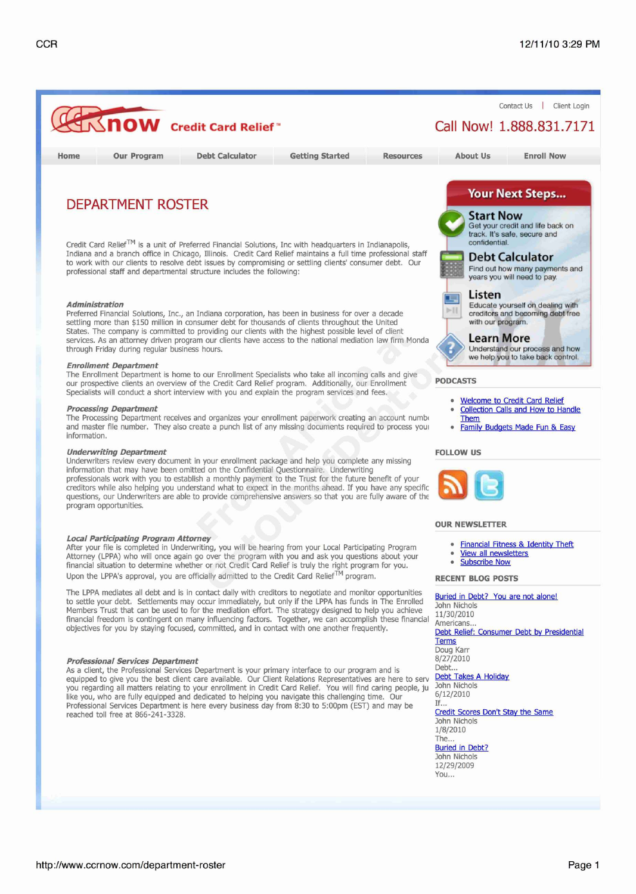Contact Us | Client Login

# CCRnow Credit Card Relief™

Call Now! 1.888.831.7171

Home | Our Program | Debt Calculator | Getting Started | Resources | About Us | Enroll Now

## DEPARTMENT ROSTER

Credit Card Relief™ is a unit of Preferred Financial Solutions, Inc with headquarters in Indianapolis, Indiana and a branch office in Chicago, Illinois. Credit Card Relief maintains a full time professional staff to work with our clients to resolve debt issues by compromising or settling clients' consumer debt. Our professional staff and departmental structure includes the following:

***Administration***
Preferred Financial Solutions, Inc., an Indiana corporation, has been in business for over a decade settling more than $150 million in consumer debt for thousands of clients throughout the United States. The company is committed to providing our clients with the highest possible level of client services. As an attorney driven program our clients have access to the national mediation law firm Monda through Friday during regular business hours.

***Enrollment Department***
The Enrollment Department is home to our Enrollment Specialists who take all incoming calls and give our prospective clients an overview of the Credit Card Relief program. Additionally, our Enrollment Specialists will conduct a short interview with you and explain the program services and fees.

***Processing Department***
The Processing Department receives and organizes your enrollment paperwork creating an account numbe and master file number. They also create a punch list of any missing documents required to process you information.

***Underwriting Department***
Underwriters review every document in your enrollment package and help you complete any missing information that may have been omitted on the Confidential Questionnaire. Underwriting professionals work with you to establish a monthly payment to the Trust for the future benefit of your creditors while also helping you understand what to expect in the months ahead. If you have any specific questions, our Underwriters are able to provide comprehensive answers so that you are fully aware of the program opportunities.

***Local Participating Program Attorney***
After your file is completed in Underwriting, you will be hearing from your Local Participating Program Attorney (LPPA) who will once again go over the program with you and ask you questions about your financial situation to determine whether or not Credit Card Relief is truly the right program for you. Upon the LPPA's approval, you are officially admitted to the Credit Card Relief™ program.

The LPPA mediates all debt and is in contact daily with creditors to negotiate and monitor opportunities to settle your debt. Settlements may occur immediately, but only if the LPPA has funds in The Enrolled Members Trust that can be used to for the mediation effort. The strategy designed to help you achieve financial freedom is contingent on many influencing factors. Together, we can accomplish these financial objectives for you by staying focused, committed, and in contact with one another frequently.

***Professional Services Department***
As a client, the Professional Services Department is your primary interface to our program and is equipped to give you the best client care available. Our Client Relations Representatives are here to serv you regarding all matters relating to your enrollment in Credit Card Relief. You will find caring people, ju like you, who are fully equipped and dedicated to helping you navigate this challenging time. Our Professional Services Department is here every business day from 8:30 to 5:00pm (EST) and may be reached toll free at 866-241-3328.

### Your Next Steps...

**Start Now**
Get your credit and life back on track. It's safe, secure and confidential.

**Debt Calculator**
Find out how many payments and years you will need to pay.

**Listen**
Educate yourself on dealing with creditors and becoming debt free with our program.

**Learn More**
Understand our process and how we help you to take back control.

### PODCASTS

- Welcome to Credit Card Relief
- Collection Calls and How to Handle Them
- Family Budgets Made Fun & Easy

### FOLLOW US

### OUR NEWSLETTER

- Financial Fitness & Identity Theft
- View all newsletters
- Subscribe Now

### RECENT BLOG POSTS

Buried in Debt? You are not alone!
John Nichols
11/30/2010
Americans...

Debt Relief: Consumer Debt by Presidential Terms
Doug Karr
8/27/2010
Debt...

Debt Takes A Holiday
John Nichols
6/12/2010
If...

Credit Scores Don't Stay the Same
John Nichols
1/8/2010
The...

Buried in Debt?
John Nichols
12/29/2009
You...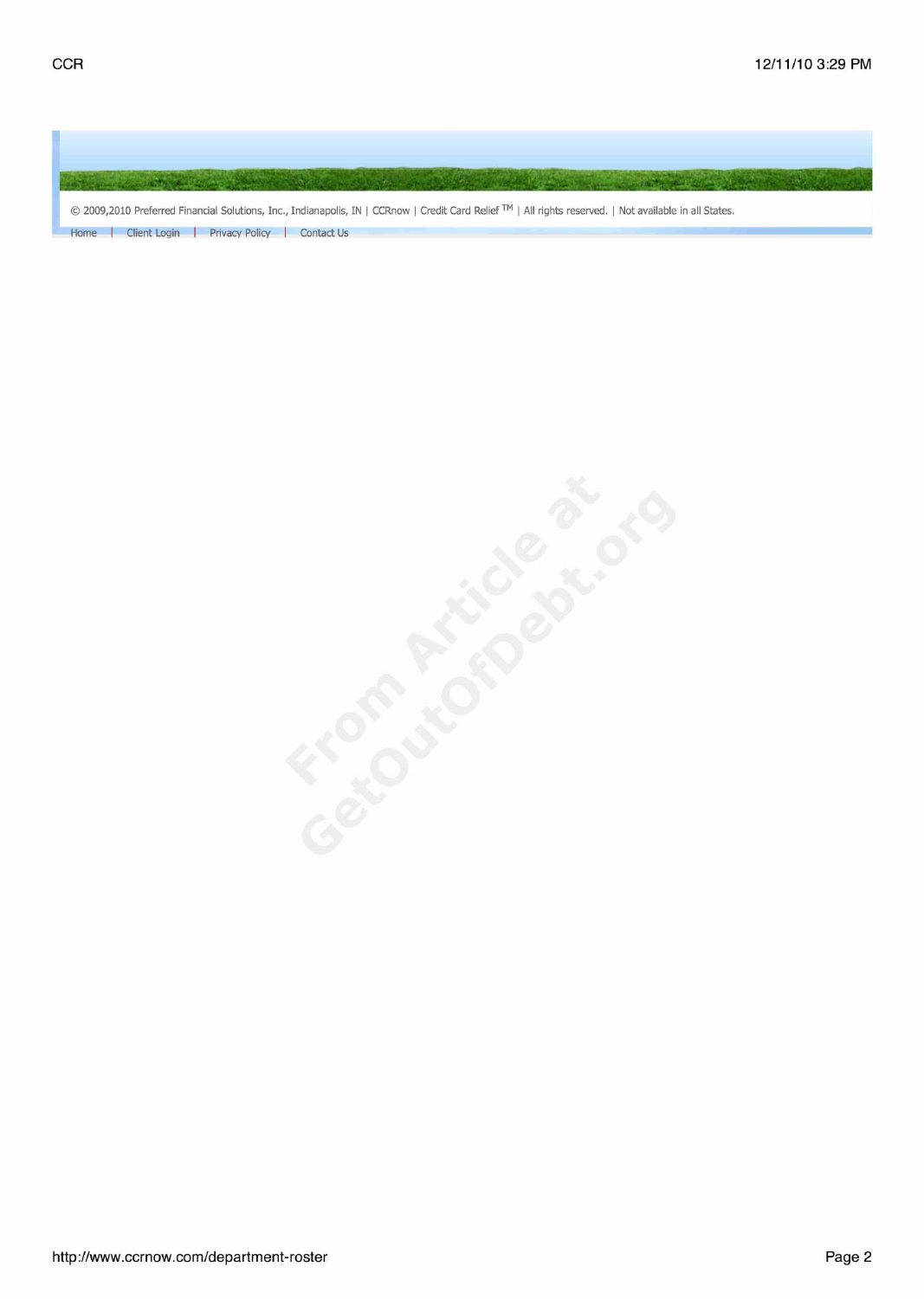© 2009,2010 Preferred Financial Solutions, Inc., Indianapolis, IN | CCRnow | Credit Card Relief TM | All rights reserved. | Not available in all States.

Home | Client Login | Privacy Policy | Contact Us